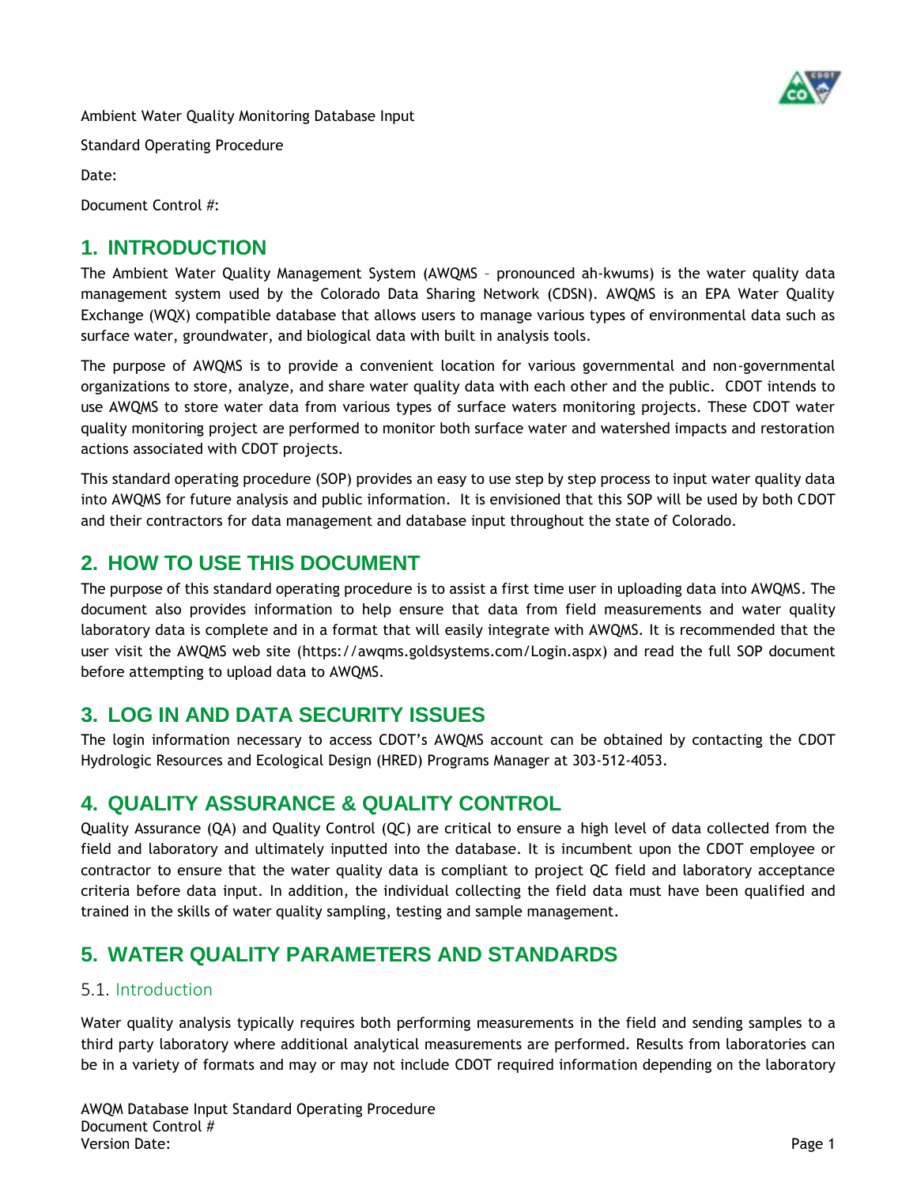Ambient Water Quality Monitoring Database Input

Standard Operating Procedure

Date:

Document Control #:

# 1. INTRODUCTION

The Ambient Water Quality Management System (AWQMS – pronounced ah-kwums) is the water quality data management system used by the Colorado Data Sharing Network (CDSN). AWQMS is an EPA Water Quality Exchange (WQX) compatible database that allows users to manage various types of environmental data such as surface water, groundwater, and biological data with built in analysis tools.

The purpose of AWQMS is to provide a convenient location for various governmental and non-governmental organizations to store, analyze, and share water quality data with each other and the public. CDOT intends to use AWQMS to store water data from various types of surface waters monitoring projects. These CDOT water quality monitoring project are performed to monitor both surface water and watershed impacts and restoration actions associated with CDOT projects.

This standard operating procedure (SOP) provides an easy to use step by step process to input water quality data into AWQMS for future analysis and public information. It is envisioned that this SOP will be used by both CDOT and their contractors for data management and database input throughout the state of Colorado.

# 2. HOW TO USE THIS DOCUMENT

The purpose of this standard operating procedure is to assist a first time user in uploading data into AWQMS. The document also provides information to help ensure that data from field measurements and water quality laboratory data is complete and in a format that will easily integrate with AWQMS. It is recommended that the user visit the AWQMS web site (https://awqms.goldsystems.com/Login.aspx) and read the full SOP document before attempting to upload data to AWQMS.

# 3. LOG IN AND DATA SECURITY ISSUES

The login information necessary to access CDOT's AWQMS account can be obtained by contacting the CDOT Hydrologic Resources and Ecological Design (HRED) Programs Manager at 303-512-4053.

# 4. QUALITY ASSURANCE & QUALITY CONTROL

Quality Assurance (QA) and Quality Control (QC) are critical to ensure a high level of data collected from the field and laboratory and ultimately inputted into the database. It is incumbent upon the CDOT employee or contractor to ensure that the water quality data is compliant to project QC field and laboratory acceptance criteria before data input. In addition, the individual collecting the field data must have been qualified and trained in the skills of water quality sampling, testing and sample management.

# 5. WATER QUALITY PARAMETERS AND STANDARDS

## 5.1. Introduction

Water quality analysis typically requires both performing measurements in the field and sending samples to a third party laboratory where additional analytical measurements are performed. Results from laboratories can be in a variety of formats and may or may not include CDOT required information depending on the laboratory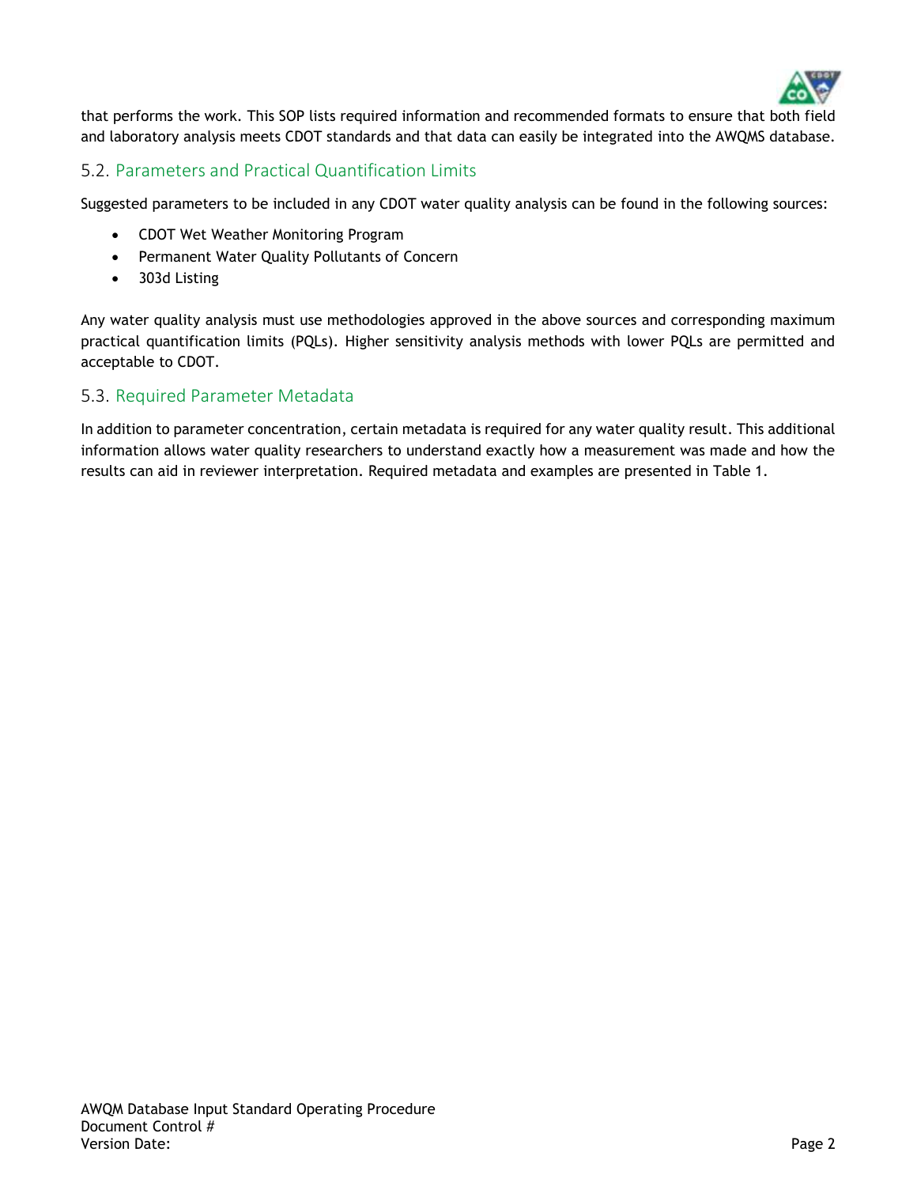that performs the work. This SOP lists required information and recommended formats to ensure that both field and laboratory analysis meets CDOT standards and that data can easily be integrated into the AWQMS database.

## 5.2. Parameters and Practical Quantification Limits

Suggested parameters to be included in any CDOT water quality analysis can be found in the following sources:

- CDOT Wet Weather Monitoring Program
- Permanent Water Quality Pollutants of Concern
- 303d Listing

Any water quality analysis must use methodologies approved in the above sources and corresponding maximum practical quantification limits (PQLs). Higher sensitivity analysis methods with lower PQLs are permitted and acceptable to CDOT.

## 5.3. Required Parameter Metadata

In addition to parameter concentration, certain metadata is required for any water quality result. This additional information allows water quality researchers to understand exactly how a measurement was made and how the results can aid in reviewer interpretation. Required metadata and examples are presented in Table 1.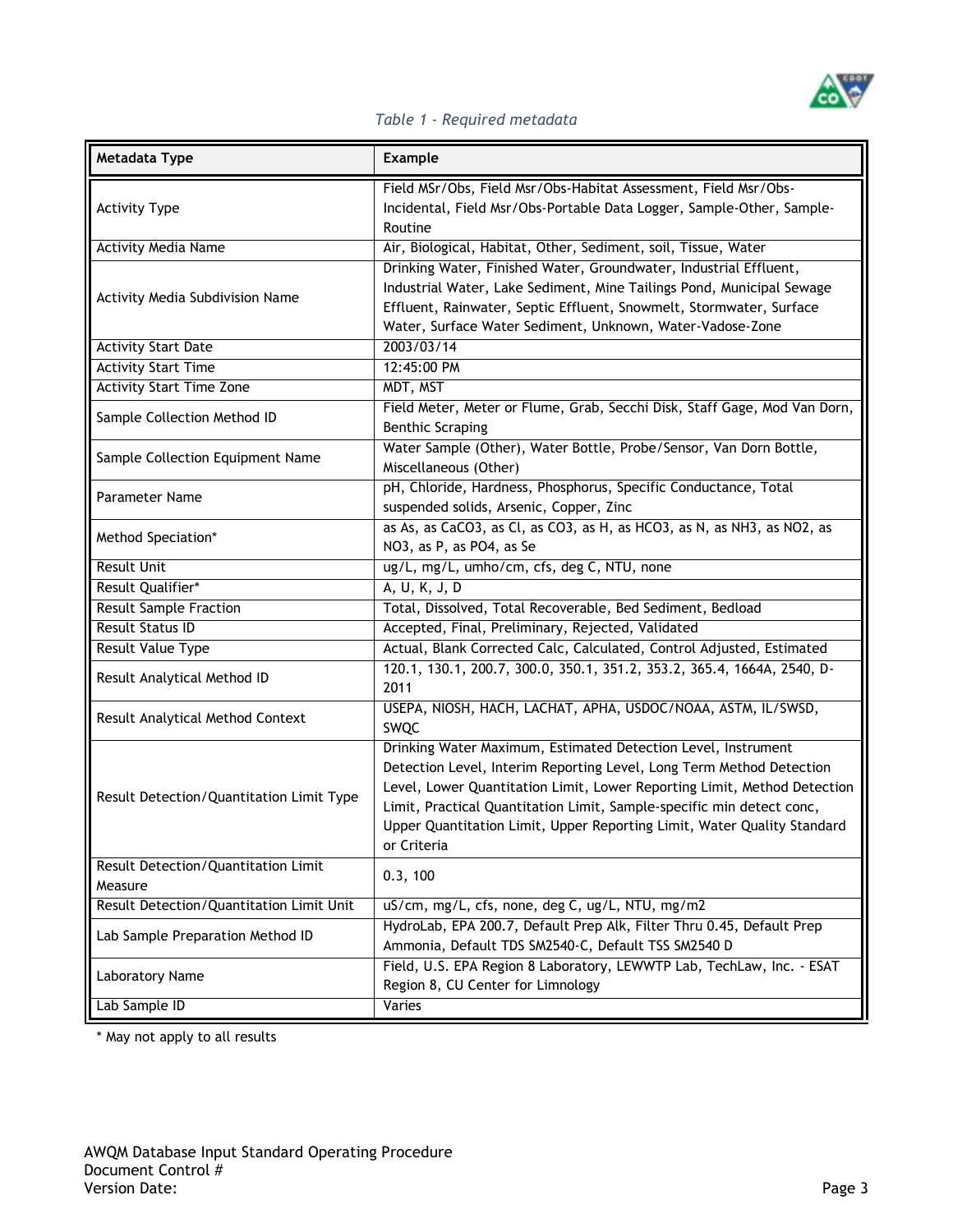*Table 1 - Required metadata*

| Metadata Type | Example |
| --- | --- |
| Activity Type | Field MSr/Obs, Field Msr/Obs-Habitat Assessment, Field Msr/Obs-Incidental, Field Msr/Obs-Portable Data Logger, Sample-Other, Sample-Routine |
| Activity Media Name | Air, Biological, Habitat, Other, Sediment, soil, Tissue, Water |
| Activity Media Subdivision Name | Drinking Water, Finished Water, Groundwater, Industrial Effluent, Industrial Water, Lake Sediment, Mine Tailings Pond, Municipal Sewage Effluent, Rainwater, Septic Effluent, Snowmelt, Stormwater, Surface Water, Surface Water Sediment, Unknown, Water-Vadose-Zone |
| Activity Start Date | 2003/03/14 |
| Activity Start Time | 12:45:00 PM |
| Activity Start Time Zone | MDT, MST |
| Sample Collection Method ID | Field Meter, Meter or Flume, Grab, Secchi Disk, Staff Gage, Mod Van Dorn, Benthic Scraping |
| Sample Collection Equipment Name | Water Sample (Other), Water Bottle, Probe/Sensor, Van Dorn Bottle, Miscellaneous (Other) |
| Parameter Name | pH, Chloride, Hardness, Phosphorus, Specific Conductance, Total suspended solids, Arsenic, Copper, Zinc |
| Method Speciation* | as As, as CaCO3, as Cl, as CO3, as H, as HCO3, as N, as NH3, as NO2, as NO3, as P, as PO4, as Se |
| Result Unit | ug/L, mg/L, umho/cm, cfs, deg C, NTU, none |
| Result Qualifier* | A, U, K, J, D |
| Result Sample Fraction | Total, Dissolved, Total Recoverable, Bed Sediment, Bedload |
| Result Status ID | Accepted, Final, Preliminary, Rejected, Validated |
| Result Value Type | Actual, Blank Corrected Calc, Calculated, Control Adjusted, Estimated |
| Result Analytical Method ID | 120.1, 130.1, 200.7, 300.0, 350.1, 351.2, 353.2, 365.4, 1664A, 2540, D-2011 |
| Result Analytical Method Context | USEPA, NIOSH, HACH, LACHAT, APHA, USDOC/NOAA, ASTM, IL/SWSD, SWQC |
| Result Detection/Quantitation Limit Type | Drinking Water Maximum, Estimated Detection Level, Instrument Detection Level, Interim Reporting Level, Long Term Method Detection Level, Lower Quantitation Limit, Lower Reporting Limit, Method Detection Limit, Practical Quantitation Limit, Sample-specific min detect conc, Upper Quantitation Limit, Upper Reporting Limit, Water Quality Standard or Criteria |
| Result Detection/Quantitation Limit Measure | 0.3, 100 |
| Result Detection/Quantitation Limit Unit | uS/cm, mg/L, cfs, none, deg C, ug/L, NTU, mg/m2 |
| Lab Sample Preparation Method ID | HydroLab, EPA 200.7, Default Prep Alk, Filter Thru 0.45, Default Prep Ammonia, Default TDS SM2540-C, Default TSS SM2540 D |
| Laboratory Name | Field, U.S. EPA Region 8 Laboratory, LEWWTP Lab, TechLaw, Inc. - ESAT Region 8, CU Center for Limnology |
| Lab Sample ID | Varies |

* May not apply to all results

AWQM Database Input Standard Operating Procedure
Document Control #
Version Date: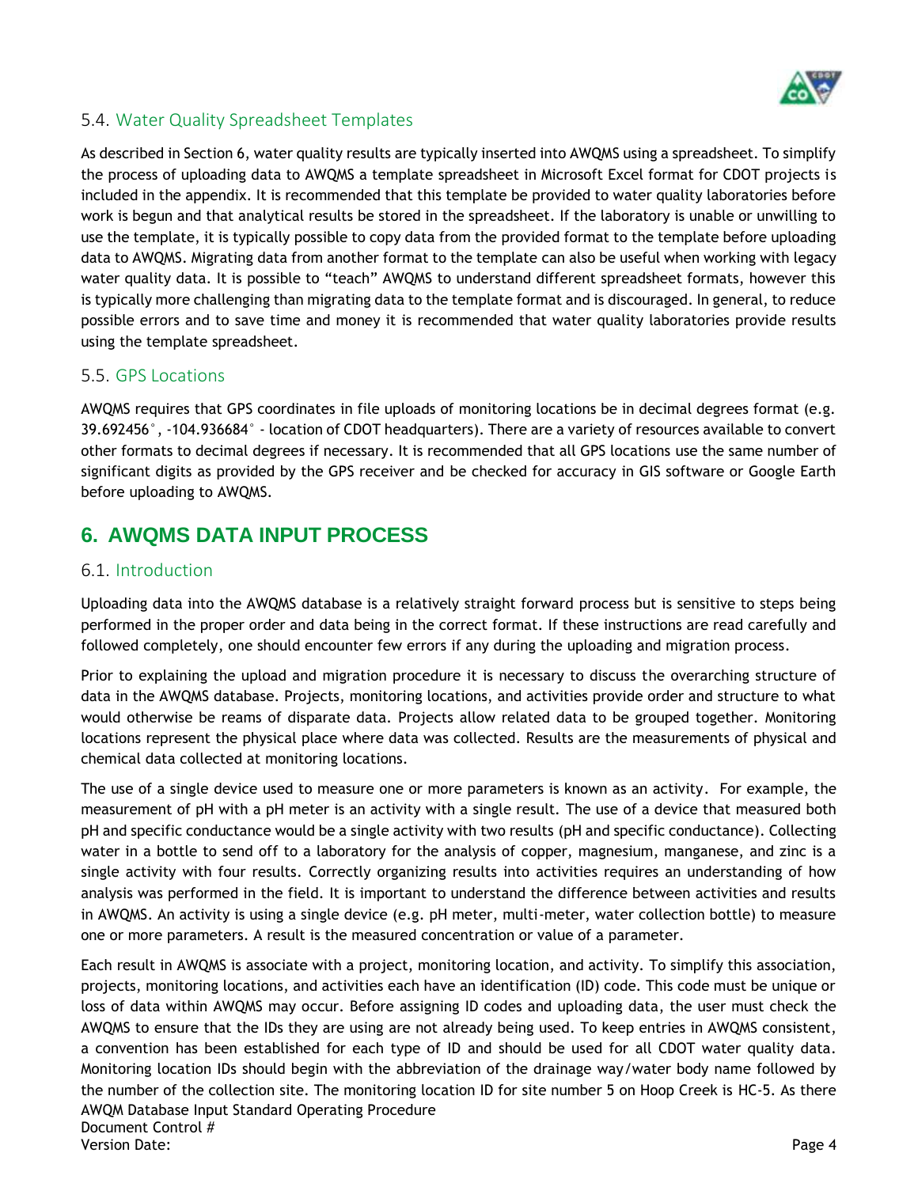### 5.4. Water Quality Spreadsheet Templates

As described in Section 6, water quality results are typically inserted into AWQMS using a spreadsheet. To simplify the process of uploading data to AWQMS a template spreadsheet in Microsoft Excel format for CDOT projects is included in the appendix. It is recommended that this template be provided to water quality laboratories before work is begun and that analytical results be stored in the spreadsheet. If the laboratory is unable or unwilling to use the template, it is typically possible to copy data from the provided format to the template before uploading data to AWQMS. Migrating data from another format to the template can also be useful when working with legacy water quality data. It is possible to "teach" AWQMS to understand different spreadsheet formats, however this is typically more challenging than migrating data to the template format and is discouraged. In general, to reduce possible errors and to save time and money it is recommended that water quality laboratories provide results using the template spreadsheet.

### 5.5. GPS Locations

AWQMS requires that GPS coordinates in file uploads of monitoring locations be in decimal degrees format (e.g. 39.692456°, -104.936684° - location of CDOT headquarters). There are a variety of resources available to convert other formats to decimal degrees if necessary. It is recommended that all GPS locations use the same number of significant digits as provided by the GPS receiver and be checked for accuracy in GIS software or Google Earth before uploading to AWQMS.

## 6. AWQMS DATA INPUT PROCESS

### 6.1. Introduction

Uploading data into the AWQMS database is a relatively straight forward process but is sensitive to steps being performed in the proper order and data being in the correct format. If these instructions are read carefully and followed completely, one should encounter few errors if any during the uploading and migration process.

Prior to explaining the upload and migration procedure it is necessary to discuss the overarching structure of data in the AWQMS database. Projects, monitoring locations, and activities provide order and structure to what would otherwise be reams of disparate data. Projects allow related data to be grouped together. Monitoring locations represent the physical place where data was collected. Results are the measurements of physical and chemical data collected at monitoring locations.

The use of a single device used to measure one or more parameters is known as an activity. For example, the measurement of pH with a pH meter is an activity with a single result. The use of a device that measured both pH and specific conductance would be a single activity with two results (pH and specific conductance). Collecting water in a bottle to send off to a laboratory for the analysis of copper, magnesium, manganese, and zinc is a single activity with four results. Correctly organizing results into activities requires an understanding of how analysis was performed in the field. It is important to understand the difference between activities and results in AWQMS. An activity is using a single device (e.g. pH meter, multi-meter, water collection bottle) to measure one or more parameters. A result is the measured concentration or value of a parameter.

Each result in AWQMS is associate with a project, monitoring location, and activity. To simplify this association, projects, monitoring locations, and activities each have an identification (ID) code. This code must be unique or loss of data within AWQMS may occur. Before assigning ID codes and uploading data, the user must check the AWQMS to ensure that the IDs they are using are not already being used. To keep entries in AWQMS consistent, a convention has been established for each type of ID and should be used for all CDOT water quality data. Monitoring location IDs should begin with the abbreviation of the drainage way/water body name followed by the number of the collection site. The monitoring location ID for site number 5 on Hoop Creek is HC-5. As there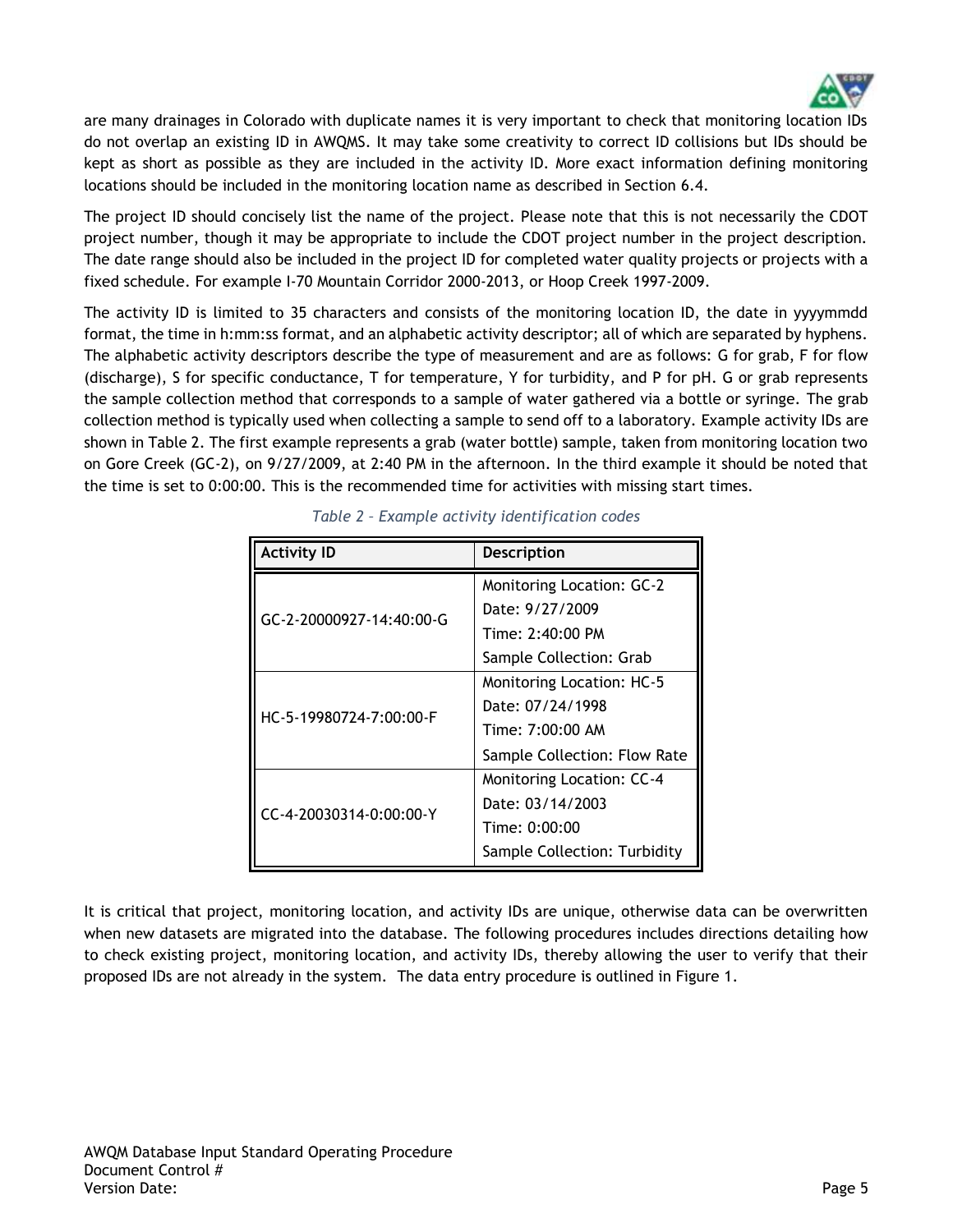are many drainages in Colorado with duplicate names it is very important to check that monitoring location IDs do not overlap an existing ID in AWQMS. It may take some creativity to correct ID collisions but IDs should be kept as short as possible as they are included in the activity ID. More exact information defining monitoring locations should be included in the monitoring location name as described in Section 6.4.

The project ID should concisely list the name of the project. Please note that this is not necessarily the CDOT project number, though it may be appropriate to include the CDOT project number in the project description. The date range should also be included in the project ID for completed water quality projects or projects with a fixed schedule. For example I-70 Mountain Corridor 2000-2013, or Hoop Creek 1997-2009.

The activity ID is limited to 35 characters and consists of the monitoring location ID, the date in yyyymmdd format, the time in h:mm:ss format, and an alphabetic activity descriptor; all of which are separated by hyphens. The alphabetic activity descriptors describe the type of measurement and are as follows: G for grab, F for flow (discharge), S for specific conductance, T for temperature, Y for turbidity, and P for pH. G or grab represents the sample collection method that corresponds to a sample of water gathered via a bottle or syringe. The grab collection method is typically used when collecting a sample to send off to a laboratory. Example activity IDs are shown in Table 2. The first example represents a grab (water bottle) sample, taken from monitoring location two on Gore Creek (GC-2), on 9/27/2009, at 2:40 PM in the afternoon. In the third example it should be noted that the time is set to 0:00:00. This is the recommended time for activities with missing start times.

*Table 2 – Example activity identification codes*

| Activity ID | Description |
|---|---|
| GC-2-20000927-14:40:00-G | Monitoring Location: GC-2<br>Date: 9/27/2009<br>Time: 2:40:00 PM<br>Sample Collection: Grab |
| HC-5-19980724-7:00:00-F | Monitoring Location: HC-5<br>Date: 07/24/1998<br>Time: 7:00:00 AM<br>Sample Collection: Flow Rate |
| CC-4-20030314-0:00:00-Y | Monitoring Location: CC-4<br>Date: 03/14/2003<br>Time: 0:00:00<br>Sample Collection: Turbidity |

It is critical that project, monitoring location, and activity IDs are unique, otherwise data can be overwritten when new datasets are migrated into the database. The following procedures includes directions detailing how to check existing project, monitoring location, and activity IDs, thereby allowing the user to verify that their proposed IDs are not already in the system. The data entry procedure is outlined in Figure 1.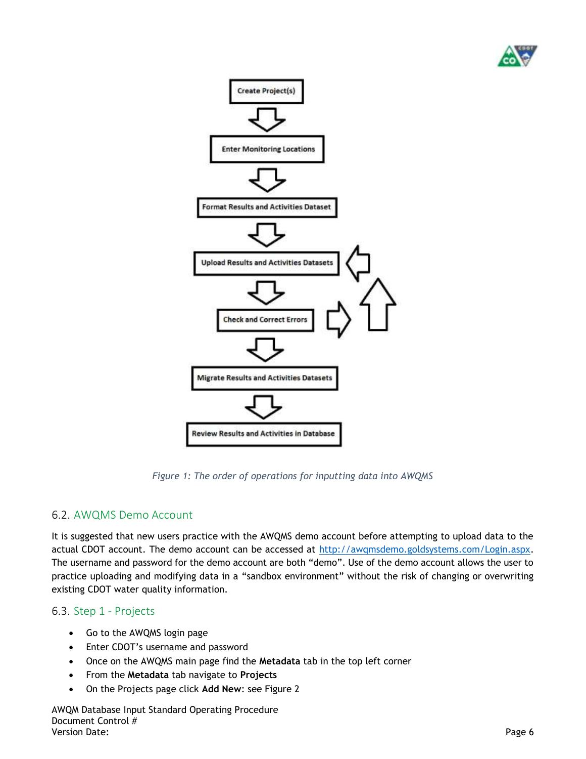Create Project(s)

Enter Monitoring Locations

Format Results and Activities Dataset

Upload Results and Activities Datasets

Check and Correct Errors

Migrate Results and Activities Datasets

Review Results and Activities in Database

*Figure 1: The order of operations for inputting data into AWQMS*

## 6.2. AWQMS Demo Account

It is suggested that new users practice with the AWQMS demo account before attempting to upload data to the actual CDOT account. The demo account can be accessed at http://awqmsdemo.goldsystems.com/Login.aspx. The username and password for the demo account are both "demo". Use of the demo account allows the user to practice uploading and modifying data in a "sandbox environment" without the risk of changing or overwriting existing CDOT water quality information.

## 6.3. Step 1 - Projects

- Go to the AWQMS login page
- Enter CDOT's username and password
- Once on the AWQMS main page find the **Metadata** tab in the top left corner
- From the **Metadata** tab navigate to **Projects**
- On the Projects page click **Add New**: see Figure 2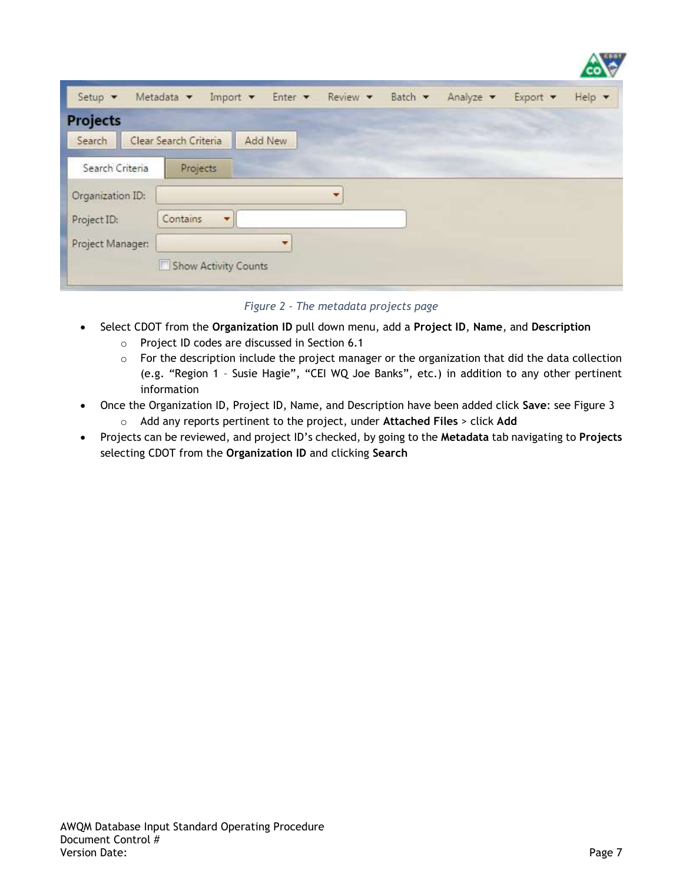*Figure 2 - The metadata projects page*

- Select CDOT from the **Organization ID** pull down menu, add a **Project ID**, **Name**, and **Description**
  - Project ID codes are discussed in Section 6.1
  - For the description include the project manager or the organization that did the data collection (e.g. "Region 1 – Susie Hagie", "CEI WQ Joe Banks", etc.) in addition to any other pertinent information
- Once the Organization ID, Project ID, Name, and Description have been added click **Save**: see Figure 3
  - Add any reports pertinent to the project, under **Attached Files** > click **Add**
- Projects can be reviewed, and project ID's checked, by going to the **Metadata** tab navigating to **Projects** selecting CDOT from the **Organization ID** and clicking **Search**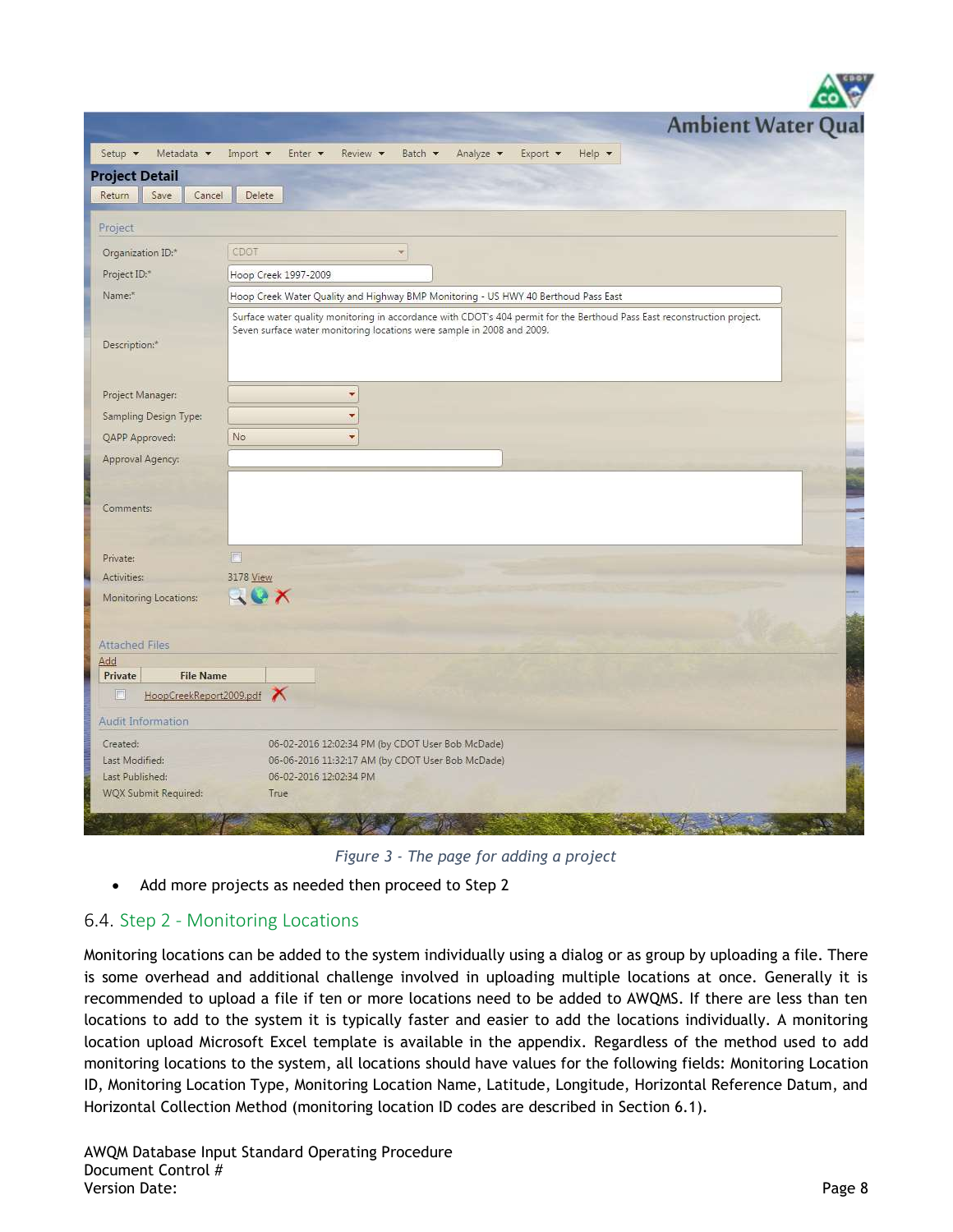*Figure 3 - The page for adding a project*

- Add more projects as needed then proceed to Step 2

## 6.4. Step 2 - Monitoring Locations

Monitoring locations can be added to the system individually using a dialog or as group by uploading a file. There is some overhead and additional challenge involved in uploading multiple locations at once. Generally it is recommended to upload a file if ten or more locations need to be added to AWQMS. If there are less than ten locations to add to the system it is typically faster and easier to add the locations individually. A monitoring location upload Microsoft Excel template is available in the appendix. Regardless of the method used to add monitoring locations to the system, all locations should have values for the following fields: Monitoring Location ID, Monitoring Location Type, Monitoring Location Name, Latitude, Longitude, Horizontal Reference Datum, and Horizontal Collection Method (monitoring location ID codes are described in Section 6.1).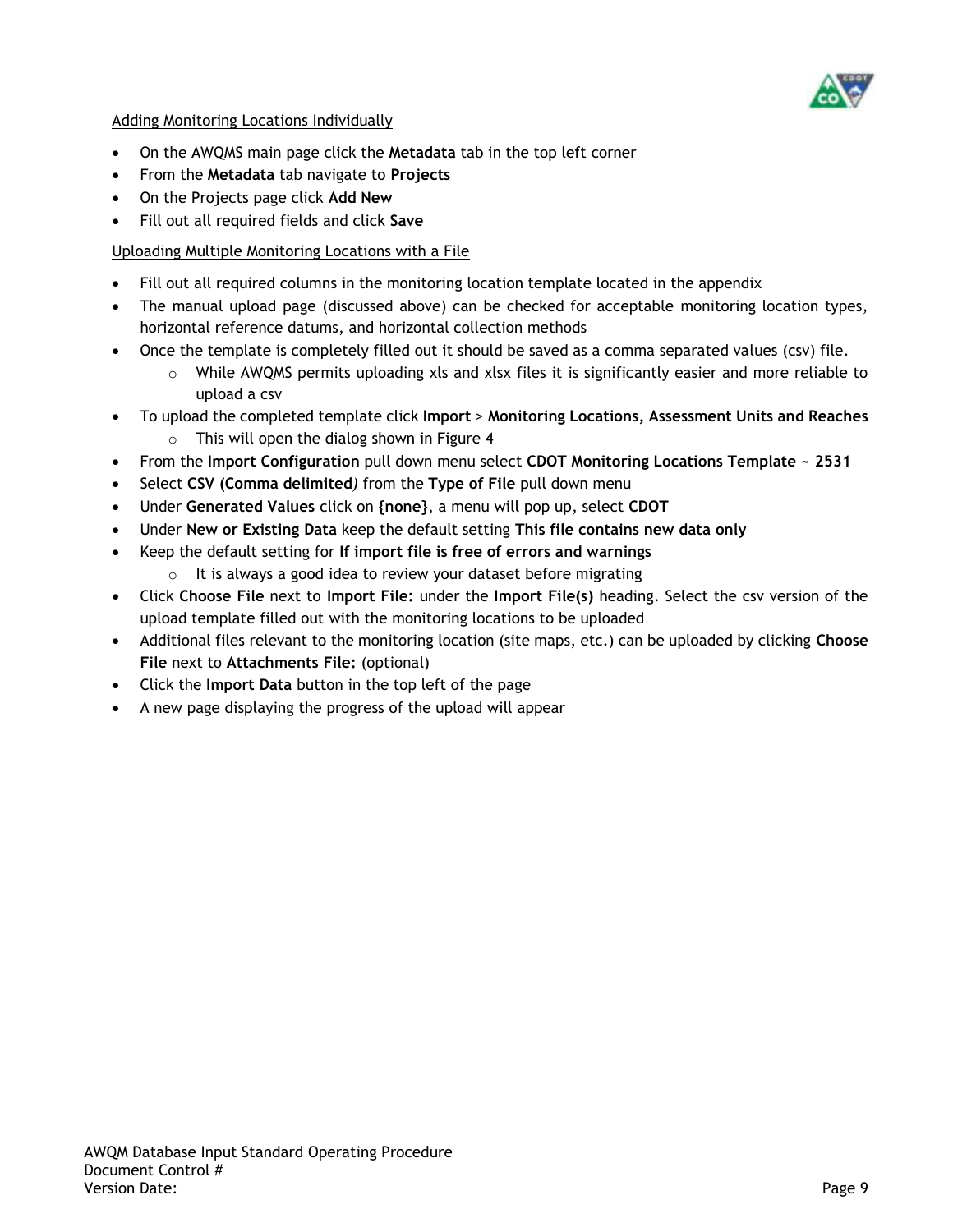Adding Monitoring Locations Individually

- On the AWQMS main page click the **Metadata** tab in the top left corner
- From the **Metadata** tab navigate to **Projects**
- On the Projects page click **Add New**
- Fill out all required fields and click **Save**

Uploading Multiple Monitoring Locations with a File

- Fill out all required columns in the monitoring location template located in the appendix
- The manual upload page (discussed above) can be checked for acceptable monitoring location types, horizontal reference datums, and horizontal collection methods
- Once the template is completely filled out it should be saved as a comma separated values (csv) file.
  - While AWQMS permits uploading xls and xlsx files it is significantly easier and more reliable to upload a csv
- To upload the completed template click **Import** > **Monitoring Locations, Assessment Units and Reaches**
  - This will open the dialog shown in Figure 4
- From the **Import Configuration** pull down menu select **CDOT Monitoring Locations Template ~ 2531**
- Select **CSV (Comma delimited***)* from the **Type of File** pull down menu
- Under **Generated Values** click on **{none}**, a menu will pop up, select **CDOT**
- Under **New or Existing Data** keep the default setting **This file contains new data only**
- Keep the default setting for **If import file is free of errors and warnings**
  - It is always a good idea to review your dataset before migrating
- Click **Choose File** next to **Import File:** under the **Import File(s)** heading. Select the csv version of the upload template filled out with the monitoring locations to be uploaded
- Additional files relevant to the monitoring location (site maps, etc.) can be uploaded by clicking **Choose File** next to **Attachments File:** (optional)
- Click the **Import Data** button in the top left of the page
- A new page displaying the progress of the upload will appear

AWQM Database Input Standard Operating Procedure
Document Control #
Version Date: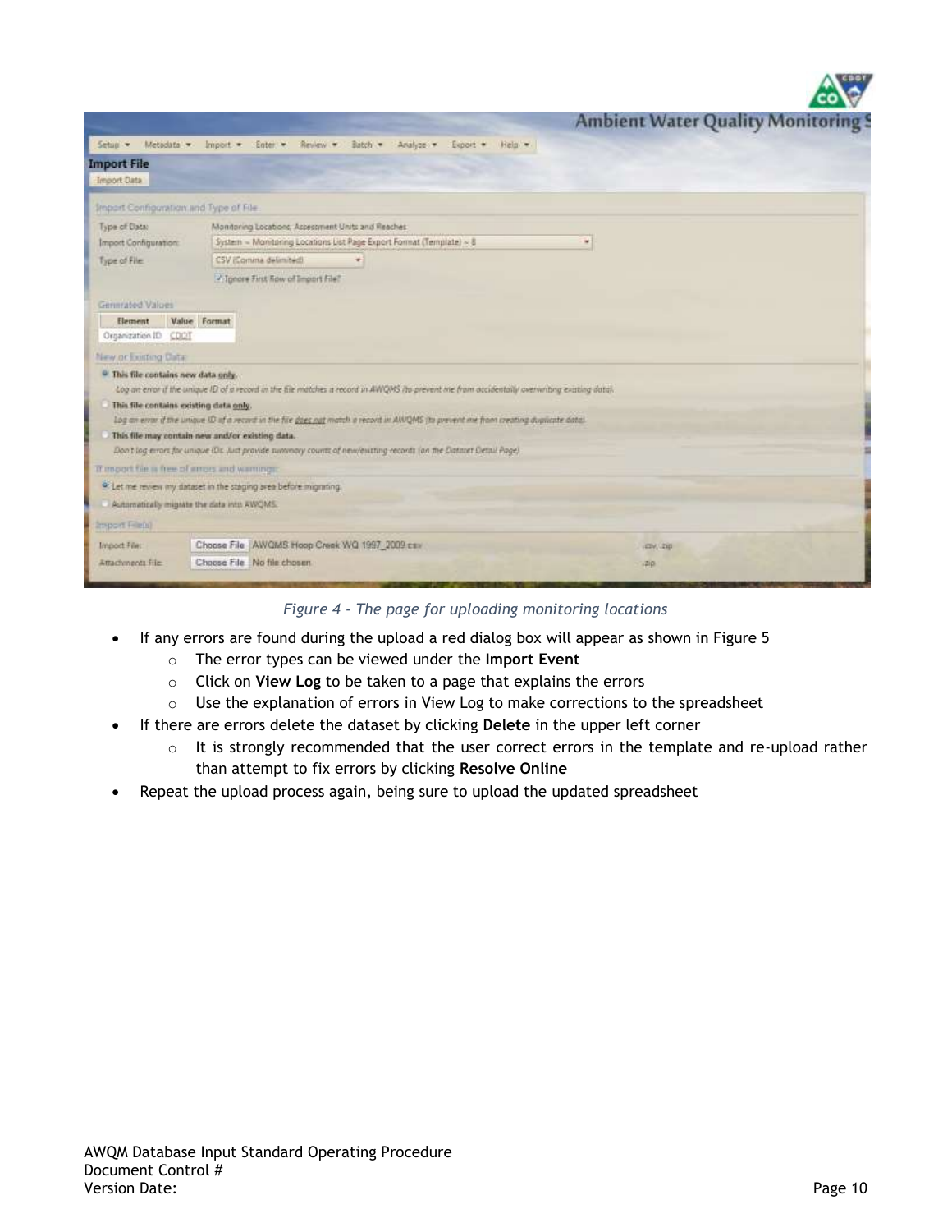Figure 4 - The page for uploading monitoring locations

- If any errors are found during the upload a red dialog box will appear as shown in Figure 5
  - The error types can be viewed under the **Import Event**
  - Click on **View Log** to be taken to a page that explains the errors
  - Use the explanation of errors in View Log to make corrections to the spreadsheet
- If there are errors delete the dataset by clicking **Delete** in the upper left corner
  - It is strongly recommended that the user correct errors in the template and re-upload rather than attempt to fix errors by clicking **Resolve Online**
- Repeat the upload process again, being sure to upload the updated spreadsheet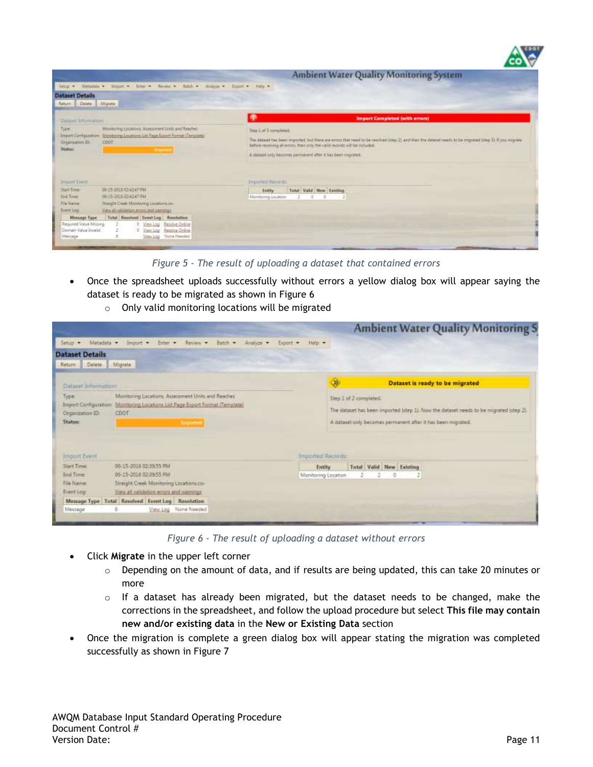*Figure 5 - The result of uploading a dataset that contained errors*

- Once the spreadsheet uploads successfully without errors a yellow dialog box will appear saying the dataset is ready to be migrated as shown in Figure 6
    - Only valid monitoring locations will be migrated

*Figure 6 - The result of uploading a dataset without errors*

- Click **Migrate** in the upper left corner
    - Depending on the amount of data, and if results are being updated, this can take 20 minutes or more
    - If a dataset has already been migrated, but the dataset needs to be changed, make the corrections in the spreadsheet, and follow the upload procedure but select **This file may contain new and/or existing data** in the **New or Existing Data** section
- Once the migration is complete a green dialog box will appear stating the migration was completed successfully as shown in Figure 7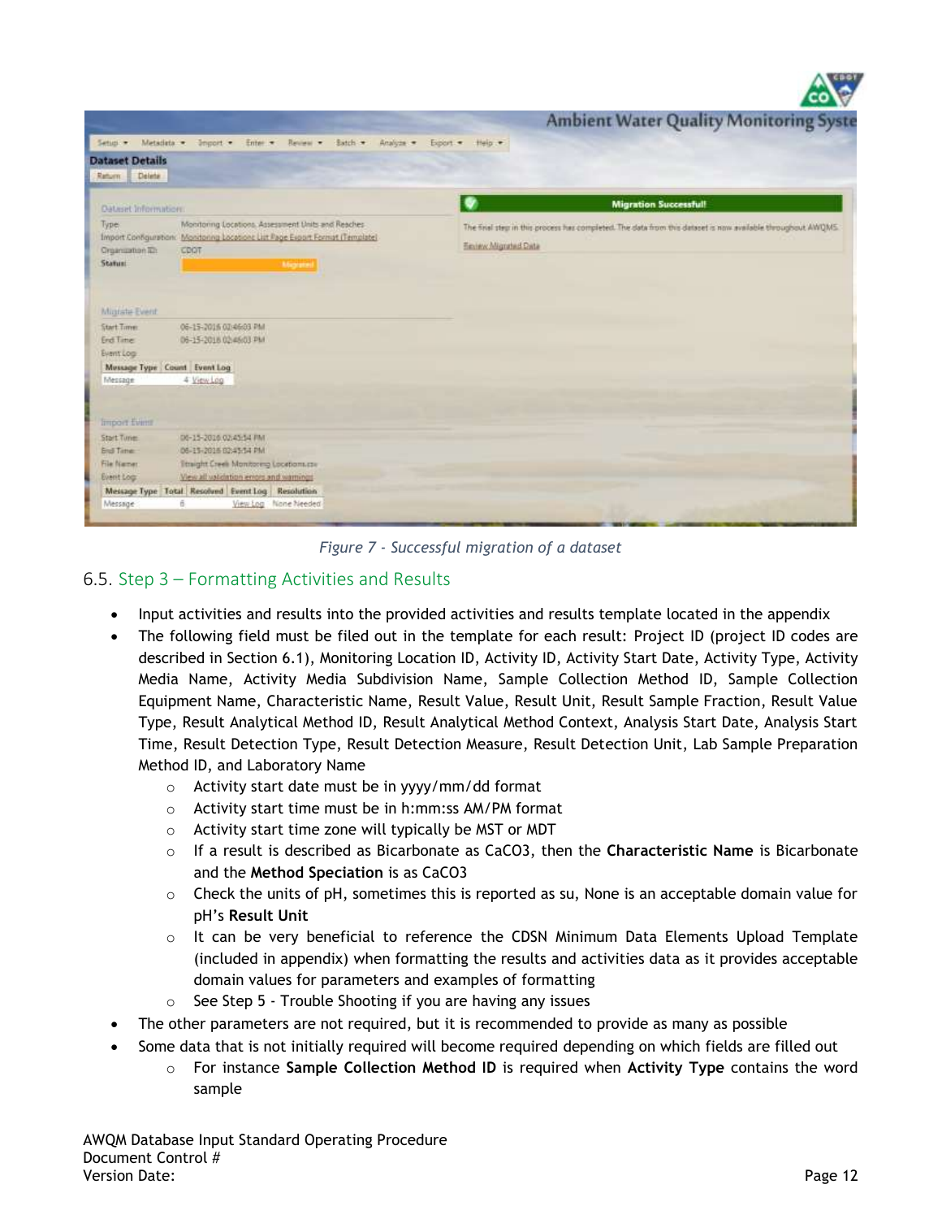*Figure 7 - Successful migration of a dataset*

## 6.5. Step 3 – Formatting Activities and Results

- Input activities and results into the provided activities and results template located in the appendix
- The following field must be filed out in the template for each result: Project ID (project ID codes are described in Section 6.1), Monitoring Location ID, Activity ID, Activity Start Date, Activity Type, Activity Media Name, Activity Media Subdivision Name, Sample Collection Method ID, Sample Collection Equipment Name, Characteristic Name, Result Value, Result Unit, Result Sample Fraction, Result Value Type, Result Analytical Method ID, Result Analytical Method Context, Analysis Start Date, Analysis Start Time, Result Detection Type, Result Detection Measure, Result Detection Unit, Lab Sample Preparation Method ID, and Laboratory Name
  - Activity start date must be in yyyy/mm/dd format
  - Activity start time must be in h:mm:ss AM/PM format
  - Activity start time zone will typically be MST or MDT
  - If a result is described as Bicarbonate as CaCO3, then the **Characteristic Name** is Bicarbonate and the **Method Speciation** is as CaCO3
  - Check the units of pH, sometimes this is reported as su, None is an acceptable domain value for pH's **Result Unit**
  - It can be very beneficial to reference the CDSN Minimum Data Elements Upload Template (included in appendix) when formatting the results and activities data as it provides acceptable domain values for parameters and examples of formatting
  - See Step 5 - Trouble Shooting if you are having any issues
- The other parameters are not required, but it is recommended to provide as many as possible
- Some data that is not initially required will become required depending on which fields are filled out
  - For instance **Sample Collection Method ID** is required when **Activity Type** contains the word sample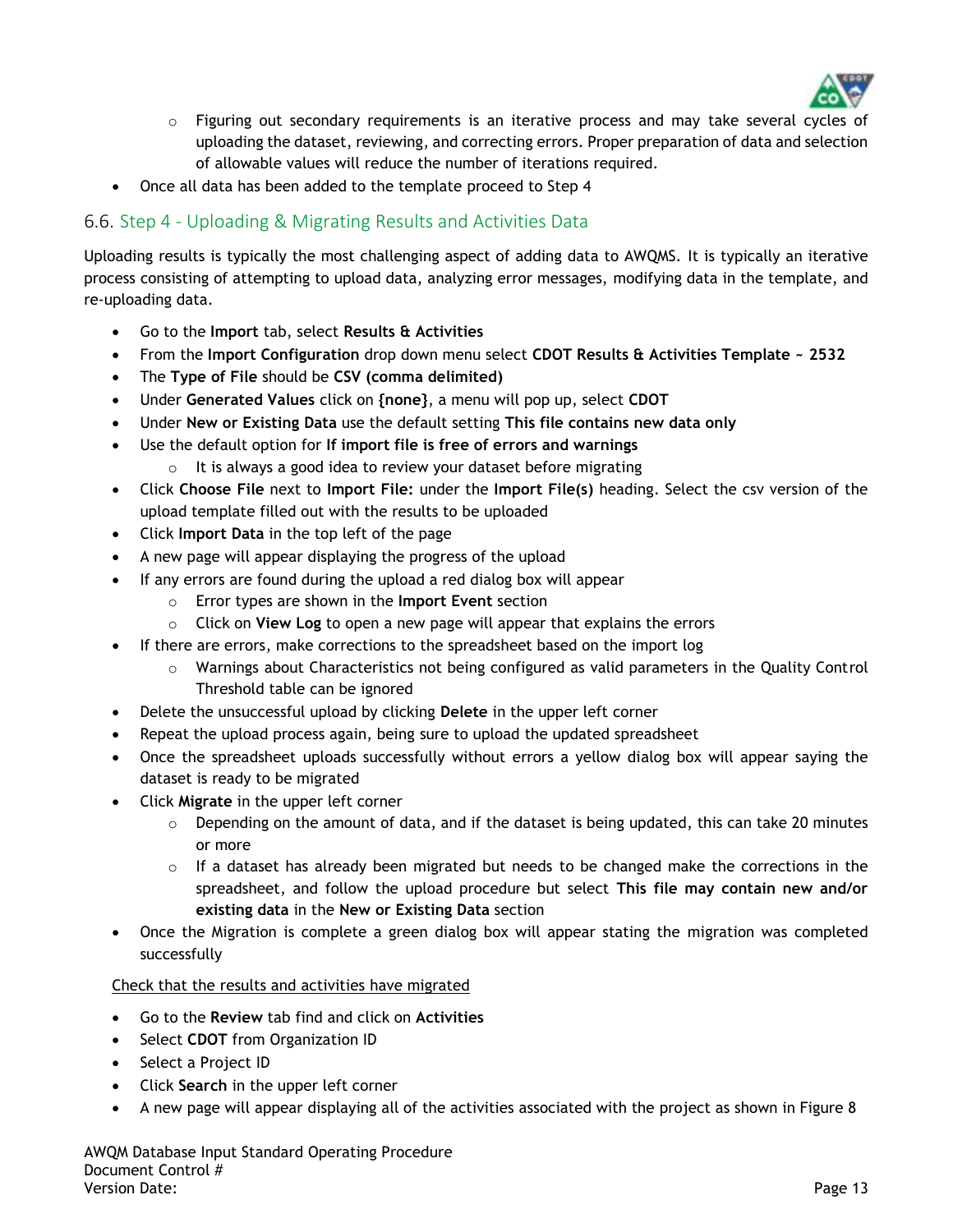- Figuring out secondary requirements is an iterative process and may take several cycles of uploading the dataset, reviewing, and correcting errors. Proper preparation of data and selection of allowable values will reduce the number of iterations required.
- Once all data has been added to the template proceed to Step 4

## 6.6. Step 4 - Uploading & Migrating Results and Activities Data

Uploading results is typically the most challenging aspect of adding data to AWQMS. It is typically an iterative process consisting of attempting to upload data, analyzing error messages, modifying data in the template, and re-uploading data.

- Go to the **Import** tab, select **Results & Activities**
- From the **Import Configuration** drop down menu select **CDOT Results & Activities Template ~ 2532**
- The **Type of File** should be **CSV (comma delimited)**
- Under **Generated Values** click on **{none}**, a menu will pop up, select **CDOT**
- Under **New or Existing Data** use the default setting **This file contains new data only**
- Use the default option for **If import file is free of errors and warnings**
    - It is always a good idea to review your dataset before migrating
- Click **Choose File** next to **Import File:** under the **Import File(s)** heading. Select the csv version of the upload template filled out with the results to be uploaded
- Click **Import Data** in the top left of the page
- A new page will appear displaying the progress of the upload
- If any errors are found during the upload a red dialog box will appear
    - Error types are shown in the **Import Event** section
    - Click on **View Log** to open a new page will appear that explains the errors
- If there are errors, make corrections to the spreadsheet based on the import log
    - Warnings about Characteristics not being configured as valid parameters in the Quality Control Threshold table can be ignored
- Delete the unsuccessful upload by clicking **Delete** in the upper left corner
- Repeat the upload process again, being sure to upload the updated spreadsheet
- Once the spreadsheet uploads successfully without errors a yellow dialog box will appear saying the dataset is ready to be migrated
- Click **Migrate** in the upper left corner
    - Depending on the amount of data, and if the dataset is being updated, this can take 20 minutes or more
    - If a dataset has already been migrated but needs to be changed make the corrections in the spreadsheet, and follow the upload procedure but select **This file may contain new and/or existing data** in the **New or Existing Data** section
- Once the Migration is complete a green dialog box will appear stating the migration was completed successfully

<u>Check that the results and activities have migrated</u>

- Go to the **Review** tab find and click on **Activities**
- Select **CDOT** from Organization ID
- Select a Project ID
- Click **Search** in the upper left corner
- A new page will appear displaying all of the activities associated with the project as shown in Figure 8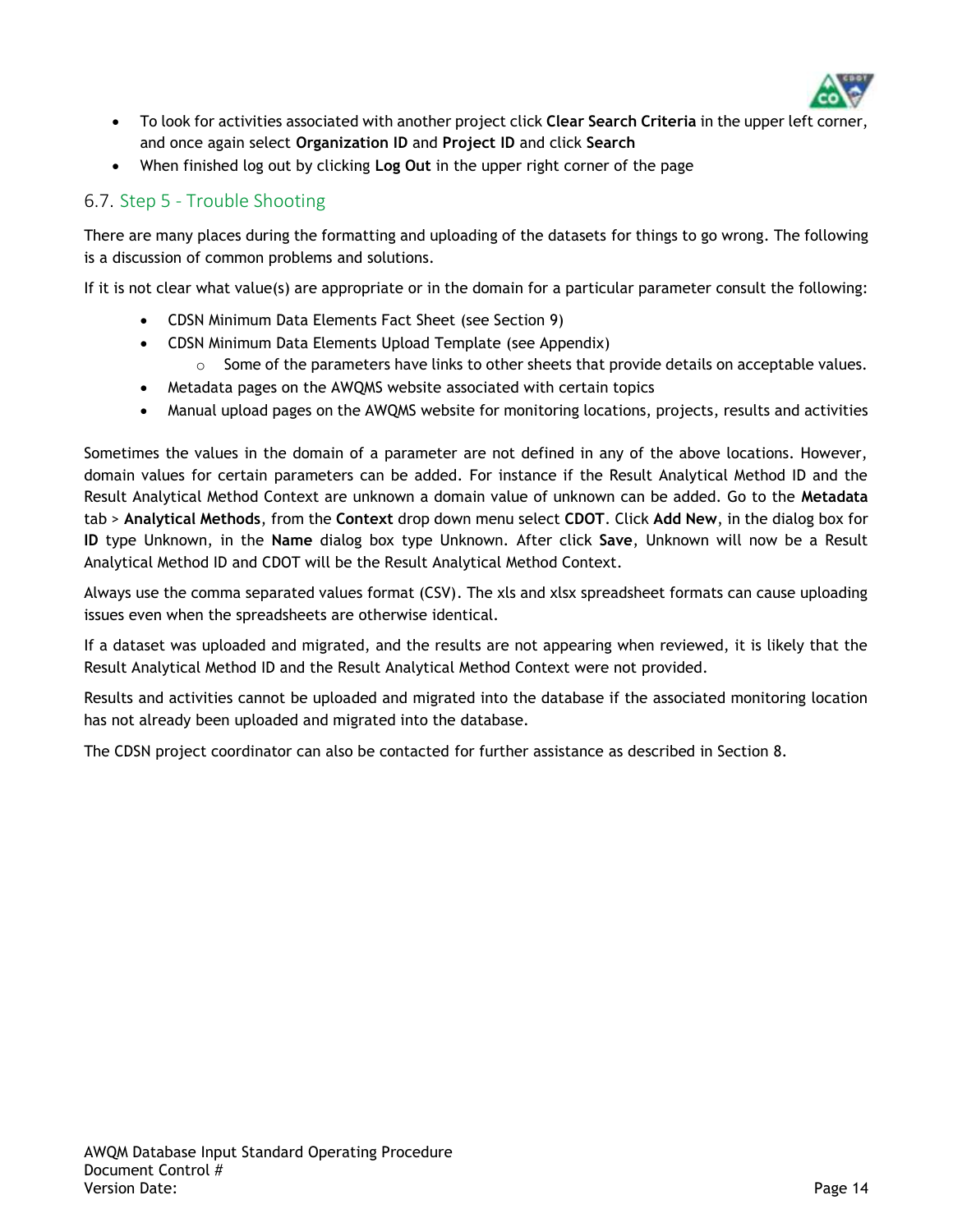- To look for activities associated with another project click **Clear Search Criteria** in the upper left corner, and once again select **Organization ID** and **Project ID** and click **Search**
- When finished log out by clicking **Log Out** in the upper right corner of the page

## 6.7. Step 5 - Trouble Shooting

There are many places during the formatting and uploading of the datasets for things to go wrong. The following is a discussion of common problems and solutions.

If it is not clear what value(s) are appropriate or in the domain for a particular parameter consult the following:

- CDSN Minimum Data Elements Fact Sheet (see Section 9)
- CDSN Minimum Data Elements Upload Template (see Appendix)
    - Some of the parameters have links to other sheets that provide details on acceptable values.
- Metadata pages on the AWQMS website associated with certain topics
- Manual upload pages on the AWQMS website for monitoring locations, projects, results and activities

Sometimes the values in the domain of a parameter are not defined in any of the above locations. However, domain values for certain parameters can be added. For instance if the Result Analytical Method ID and the Result Analytical Method Context are unknown a domain value of unknown can be added. Go to the **Metadata** tab > **Analytical Methods**, from the **Context** drop down menu select **CDOT**. Click **Add New**, in the dialog box for **ID** type Unknown, in the **Name** dialog box type Unknown. After click **Save**, Unknown will now be a Result Analytical Method ID and CDOT will be the Result Analytical Method Context.

Always use the comma separated values format (CSV). The xls and xlsx spreadsheet formats can cause uploading issues even when the spreadsheets are otherwise identical.

If a dataset was uploaded and migrated, and the results are not appearing when reviewed, it is likely that the Result Analytical Method ID and the Result Analytical Method Context were not provided.

Results and activities cannot be uploaded and migrated into the database if the associated monitoring location has not already been uploaded and migrated into the database.

The CDSN project coordinator can also be contacted for further assistance as described in Section 8.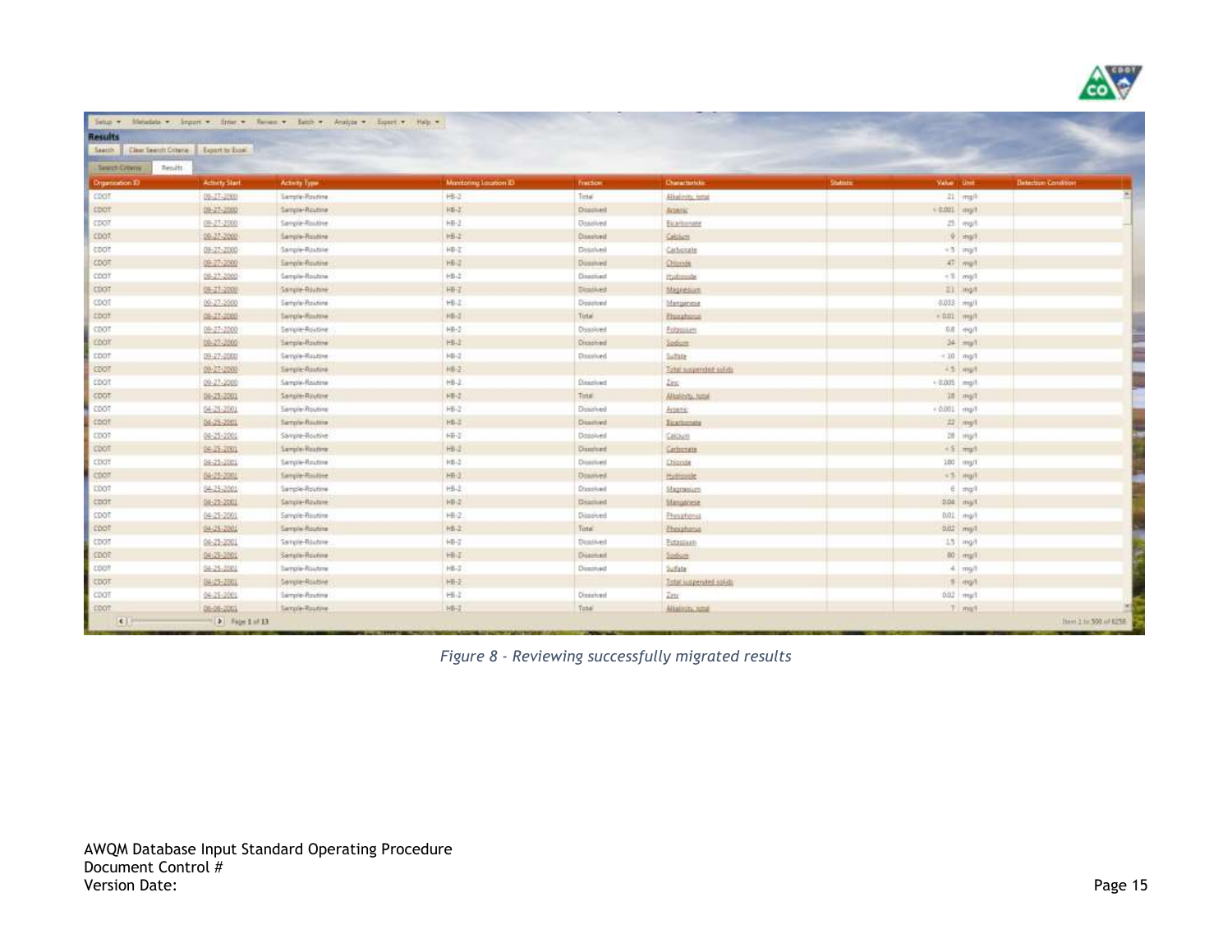| Organization ID | Activity Start | Activity Type | Monitoring Location ID | Fraction | Characteristic | Statistic | Value | Unit | Detection Condition |
|---|---|---|---|---|---|---|---|---|---|
| CDOT | 09-27-2000 | Sample-Routine | HB-2 | Total | Alkalinity, total | | 21 | mg/l | |
| CDOT | 09-27-2000 | Sample-Routine | HB-2 | Dissolved | Arsenic | | < 0.001 | mg/l | |
| CDOT | 09-27-2000 | Sample-Routine | HB-2 | Dissolved | Bicarbonate | | 25 | mg/l | |
| CDOT | 09-27-2000 | Sample-Routine | HB-2 | Dissolved | Calcium | | 9 | mg/l | |
| CDOT | 09-27-2000 | Sample-Routine | HB-2 | Dissolved | Carbonate | | < 5 | mg/l | |
| CDOT | 09-27-2000 | Sample-Routine | HB-2 | Dissolved | Chloride | | 47 | mg/l | |
| CDOT | 09-27-2000 | Sample-Routine | HB-2 | Dissolved | Hydroxide | | < 5 | mg/l | |
| CDOT | 09-27-2000 | Sample-Routine | HB-2 | Dissolved | Magnesium | | 2.1 | mg/l | |
| CDOT | 09-27-2000 | Sample-Routine | HB-2 | Dissolved | Manganese | | 0.033 | mg/l | |
| CDOT | 09-27-2000 | Sample-Routine | HB-2 | Total | Phosphorus | | < 0.01 | mg/l | |
| CDOT | 09-27-2000 | Sample-Routine | HB-2 | Dissolved | Potassium | | 0.8 | mg/l | |
| CDOT | 09-27-2000 | Sample-Routine | HB-2 | Dissolved | Sodium | | 24 | mg/l | |
| CDOT | 09-27-2000 | Sample-Routine | HB-2 | Dissolved | Sulfate | | < 10 | mg/l | |
| CDOT | 09-27-2000 | Sample-Routine | HB-2 | | Total suspended solids | | < 5 | mg/l | |
| CDOT | 09-27-2000 | Sample-Routine | HB-2 | Dissolved | Zinc | | < 0.005 | mg/l | |
| CDOT | 04-25-2001 | Sample-Routine | HB-2 | Total | Alkalinity, total | | 18 | mg/l | |
| CDOT | 04-25-2001 | Sample-Routine | HB-2 | Dissolved | Arsenic | | < 0.001 | mg/l | |
| CDOT | 04-25-2001 | Sample-Routine | HB-2 | Dissolved | Bicarbonate | | 22 | mg/l | |
| CDOT | 04-25-2001 | Sample-Routine | HB-2 | Dissolved | Calcium | | 28 | mg/l | |
| CDOT | 04-25-2001 | Sample-Routine | HB-2 | Dissolved | Carbonate | | < 5 | mg/l | |
| CDOT | 04-25-2001 | Sample-Routine | HB-2 | Dissolved | Chloride | | 180 | mg/l | |
| CDOT | 04-25-2001 | Sample-Routine | HB-2 | Dissolved | Hydroxide | | < 5 | mg/l | |
| CDOT | 04-25-2001 | Sample-Routine | HB-2 | Dissolved | Magnesium | | 6 | mg/l | |
| CDOT | 04-25-2001 | Sample-Routine | HB-2 | Dissolved | Manganese | | 0.04 | mg/l | |
| CDOT | 04-25-2001 | Sample-Routine | HB-2 | Dissolved | Phosphorus | | 0.01 | mg/l | |
| CDOT | 04-25-2001 | Sample-Routine | HB-2 | Total | Phosphorus | | 0.02 | mg/l | |
| CDOT | 04-25-2001 | Sample-Routine | HB-2 | Dissolved | Potassium | | 1.5 | mg/l | |
| CDOT | 04-25-2001 | Sample-Routine | HB-2 | Dissolved | Sodium | | 80 | mg/l | |
| CDOT | 04-25-2001 | Sample-Routine | HB-2 | Dissolved | Sulfate | | 4 | mg/l | |
| CDOT | 04-25-2001 | Sample-Routine | HB-2 | | Total suspended solids | | 9 | mg/l | |
| CDOT | 04-25-2001 | Sample-Routine | HB-2 | Dissolved | Zinc | | 0.02 | mg/l | |
| CDOT | 06-06-2001 | Sample-Routine | HB-2 | Total | Alkalinity, total | | 7 | mg/l | |

*Figure 8 - Reviewing successfully migrated results*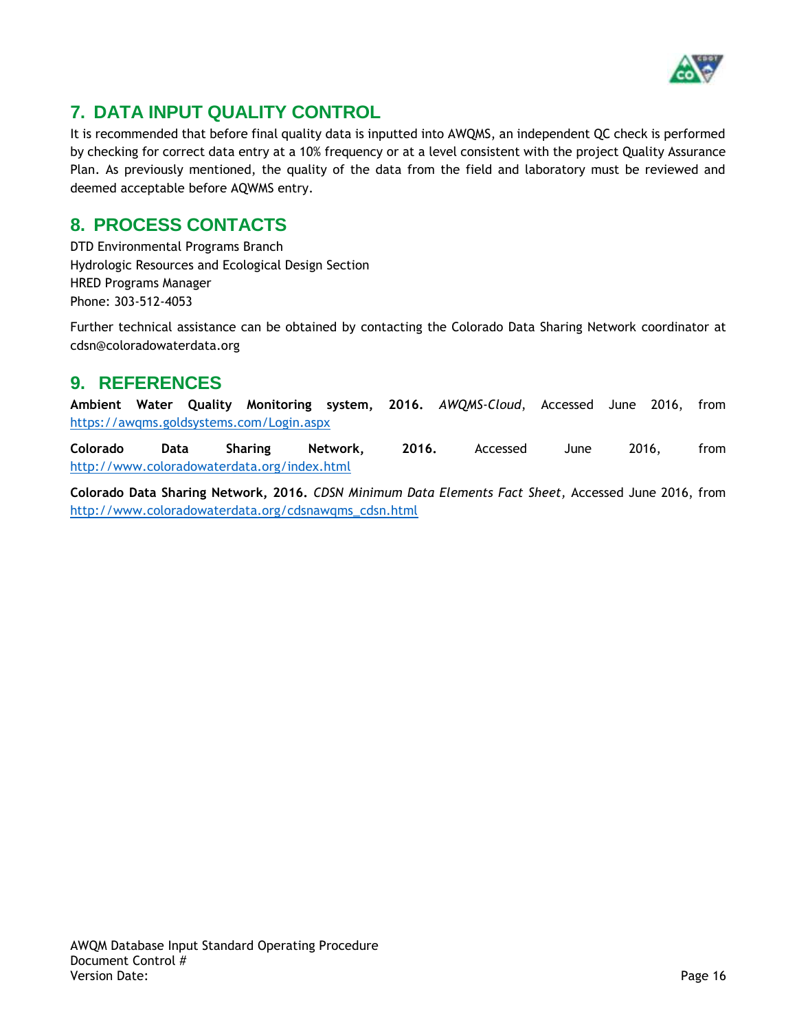## 7. DATA INPUT QUALITY CONTROL

It is recommended that before final quality data is inputted into AWQMS, an independent QC check is performed by checking for correct data entry at a 10% frequency or at a level consistent with the project Quality Assurance Plan. As previously mentioned, the quality of the data from the field and laboratory must be reviewed and deemed acceptable before AQWMS entry.

## 8. PROCESS CONTACTS

DTD Environmental Programs Branch
Hydrologic Resources and Ecological Design Section
HRED Programs Manager
Phone: 303-512-4053

Further technical assistance can be obtained by contacting the Colorado Data Sharing Network coordinator at cdsn@coloradowaterdata.org

## 9. REFERENCES

**Ambient Water Quality Monitoring system, 2016.** *AWQMS-Cloud*, Accessed June 2016, from https://awqms.goldsystems.com/Login.aspx

**Colorado Data Sharing Network, 2016.** Accessed June 2016, from http://www.coloradowaterdata.org/index.html

**Colorado Data Sharing Network, 2016.** *CDSN Minimum Data Elements Fact Sheet,* Accessed June 2016, from http://www.coloradowaterdata.org/cdsnawqms_cdsn.html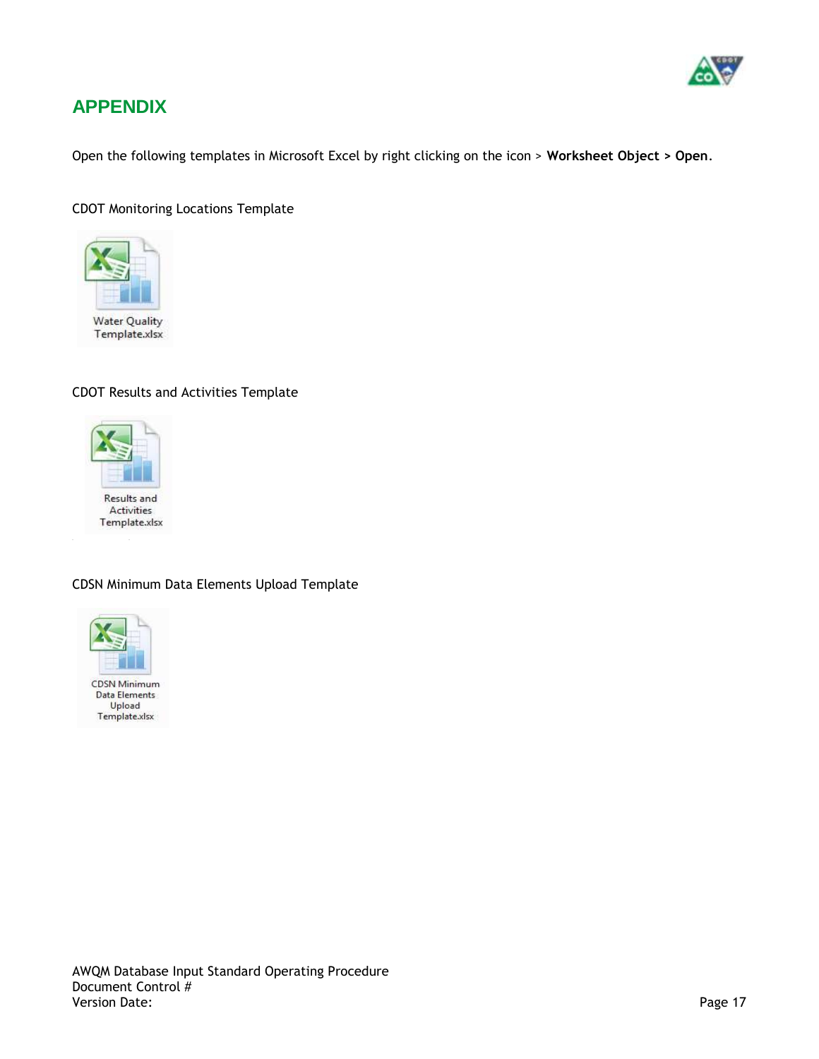# APPENDIX

Open the following templates in Microsoft Excel by right clicking on the icon > **Worksheet Object > Open**.

CDOT Monitoring Locations Template

Water Quality Template.xlsx

CDOT Results and Activities Template

Results and Activities Template.xlsx

CDSN Minimum Data Elements Upload Template

CDSN Minimum Data Elements Upload Template.xlsx

AWQM Database Input Standard Operating Procedure
Document Control #
Version Date: